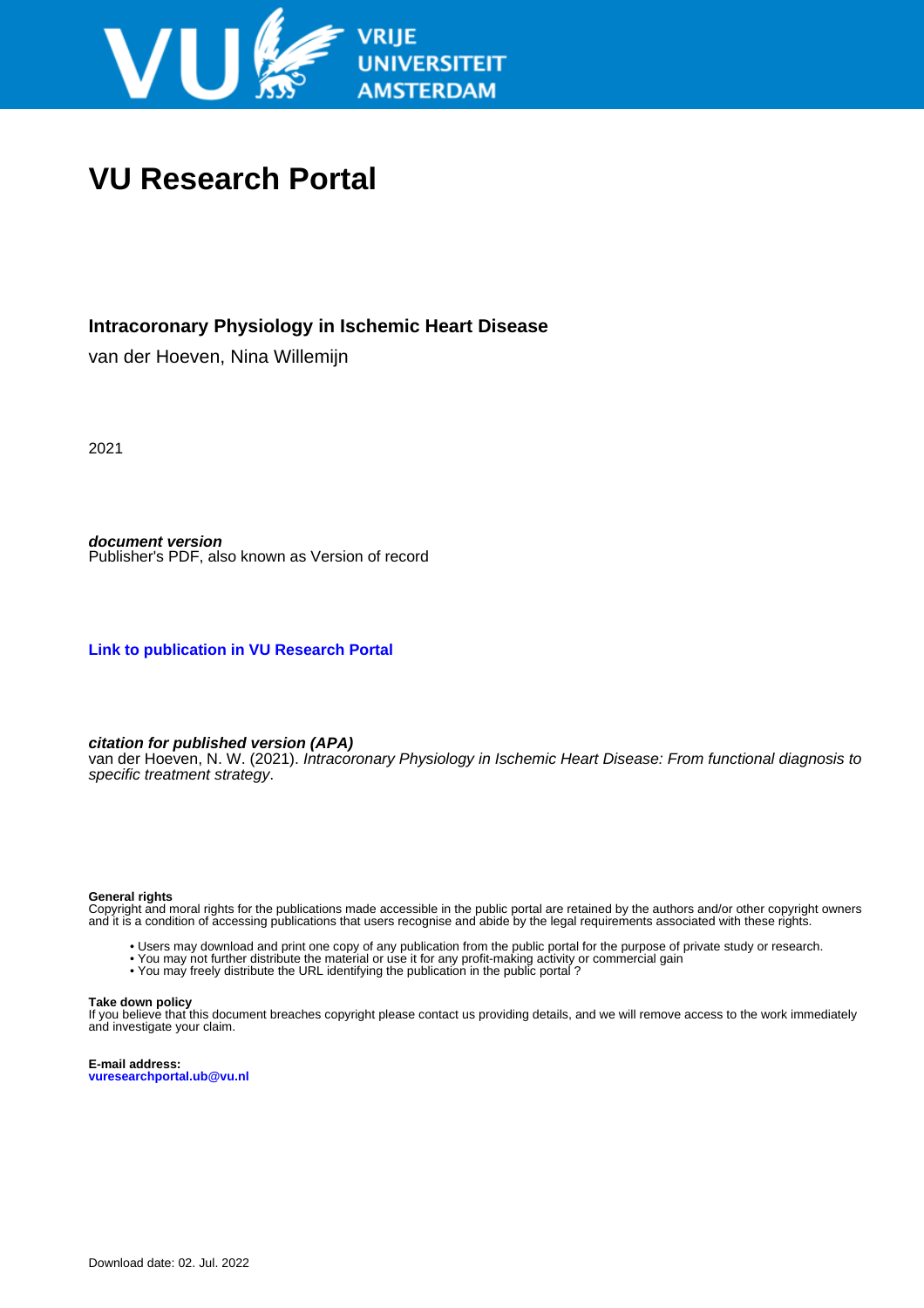VRIJE UNIVERSITEIT AMSTERDAM

# VU Research Portal

## Intracoronary Physiology in Ischemic Heart Disease

van der Hoeven, Nina Willemijn

2021

***document version***
Publisher's PDF, also known as Version of record

**Link to publication in VU Research Portal**

***citation for published version (APA)***
van der Hoeven, N. W. (2021). *Intracoronary Physiology in Ischemic Heart Disease: From functional diagnosis to specific treatment strategy*.

**General rights**
Copyright and moral rights for the publications made accessible in the public portal are retained by the authors and/or other copyright owners and it is a condition of accessing publications that users recognise and abide by the legal requirements associated with these rights.

- Users may download and print one copy of any publication from the public portal for the purpose of private study or research.
- You may not further distribute the material or use it for any profit-making activity or commercial gain
- You may freely distribute the URL identifying the publication in the public portal ?

**Take down policy**
If you believe that this document breaches copyright please contact us providing details, and we will remove access to the work immediately and investigate your claim.

**E-mail address:**
**vuresearchportal.ub@vu.nl**

Download date: 02. Jul. 2022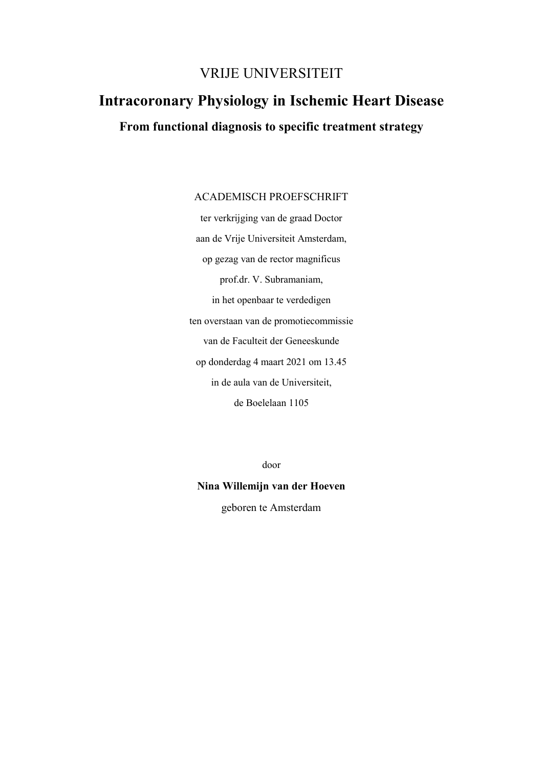VRIJE UNIVERSITEIT

# Intracoronary Physiology in Ischemic Heart Disease

## From functional diagnosis to specific treatment strategy

ACADEMISCH PROEFSCHRIFT

ter verkrijging van de graad Doctor
aan de Vrije Universiteit Amsterdam,
op gezag van de rector magnificus
prof.dr. V. Subramaniam,
in het openbaar te verdedigen
ten overstaan van de promotiecommissie
van de Faculteit der Geneeskunde
op donderdag 4 maart 2021 om 13.45
in de aula van de Universiteit,
de Boelelaan 1105

door

**Nina Willemijn van der Hoeven**

geboren te Amsterdam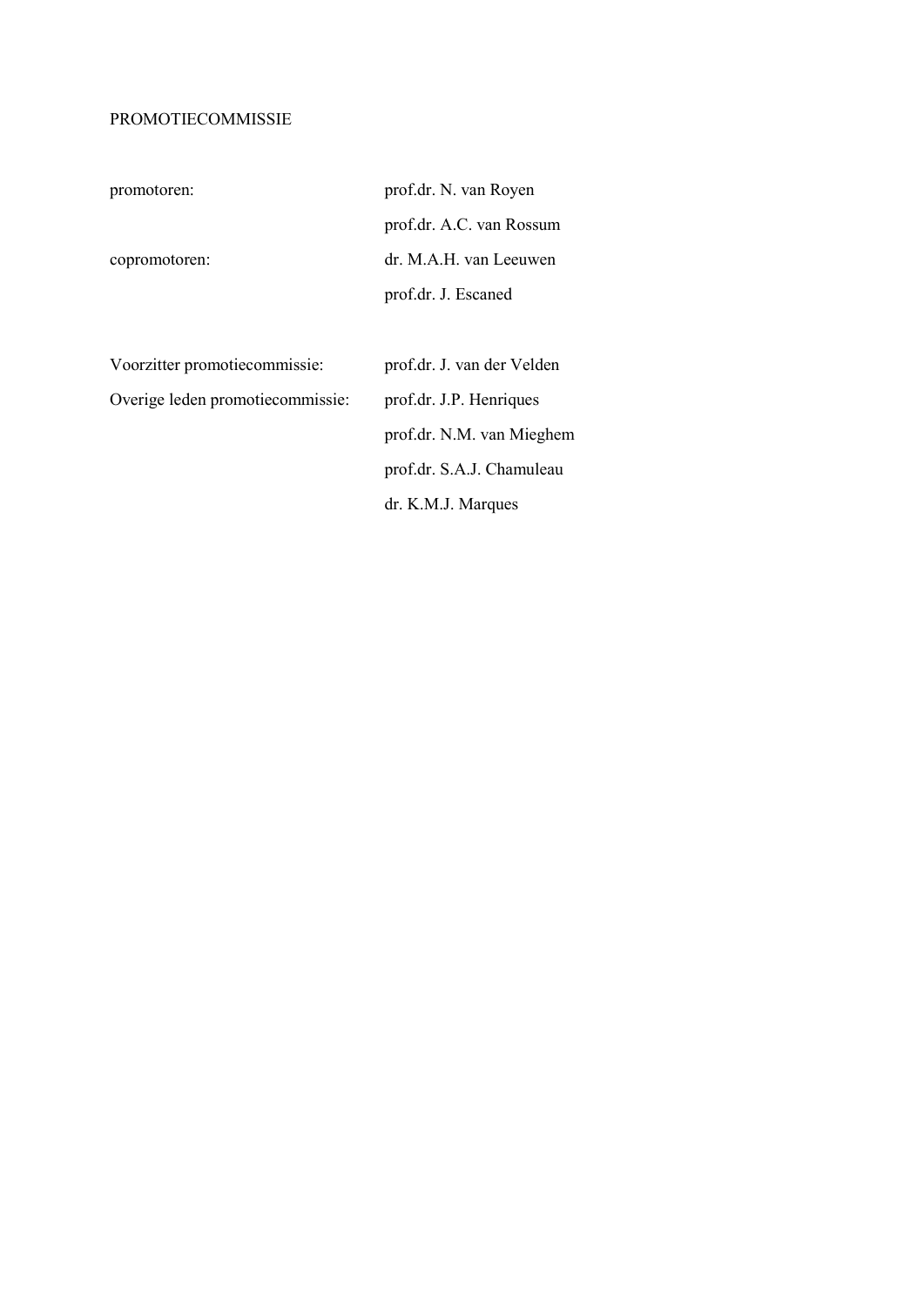PROMOTIECOMMISSIE

| | |
|---|---|
| promotoren: | prof.dr. N. van Royen |
| | prof.dr. A.C. van Rossum |
| copromotoren: | dr. M.A.H. van Leeuwen |
| | prof.dr. J. Escaned |
| | |
| Voorzitter promotiecommissie: | prof.dr. J. van der Velden |
| Overige leden promotiecommissie: | prof.dr. J.P. Henriques |
| | prof.dr. N.M. van Mieghem |
| | prof.dr. S.A.J. Chamuleau |
| | dr. K.M.J. Marques |